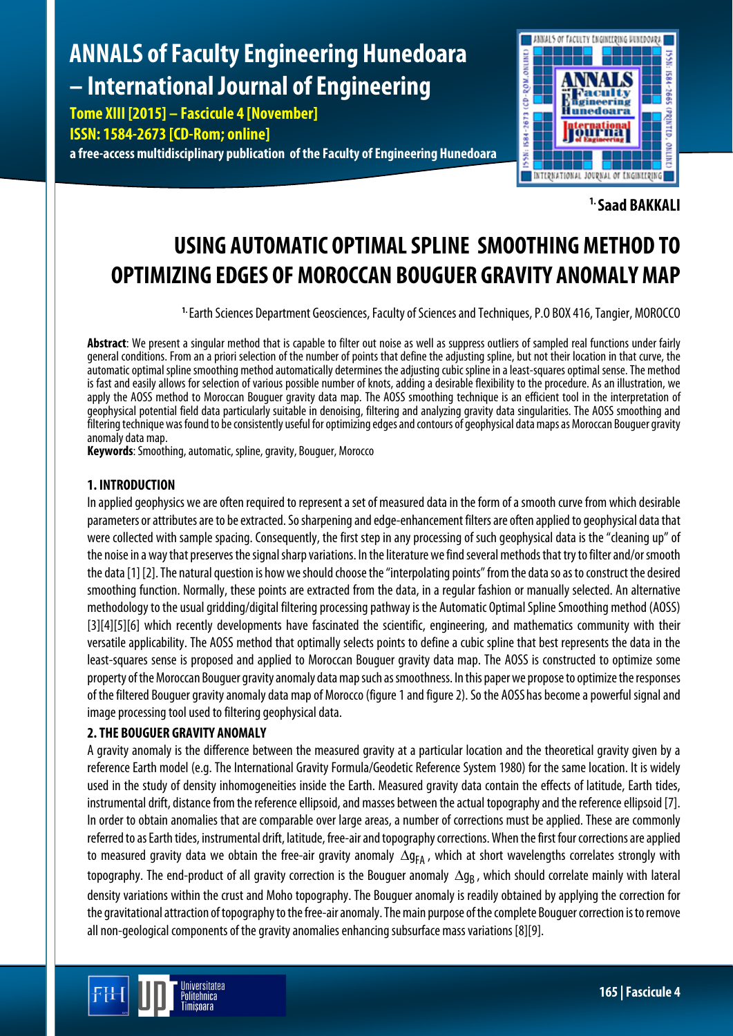# ANNALS of Faculty Engineering Hunedoara – International Journal of Engineering

**Tome XIII [2015] – Fascicule 4 [November]**
**ISSN: 1584-2673 [CD-Rom; online]**
**a free-access multidisciplinary publication of the Faculty of Engineering Hunedoara**

**[1.] Saad BAKKALI**

# USING AUTOMATIC OPTIMAL SPLINE SMOOTHING METHOD TO OPTIMIZING EDGES OF MOROCCAN BOUGUER GRAVITY ANOMALY MAP

[1.] Earth Sciences Department Geosciences, Faculty of Sciences and Techniques, P.O BOX 416, Tangier, MOROCCO

**Abstract**: We present a singular method that is capable to filter out noise as well as suppress outliers of sampled real functions under fairly general conditions. From an a priori selection of the number of points that define the adjusting spline, but not their location in that curve, the automatic optimal spline smoothing method automatically determines the adjusting cubic spline in a least-squares optimal sense. The method is fast and easily allows for selection of various possible number of knots, adding a desirable flexibility to the procedure. As an illustration, we apply the AOSS method to Moroccan Bouguer gravity data map. The AOSS smoothing technique is an efficient tool in the interpretation of geophysical potential field data particularly suitable in denoising, filtering and analyzing gravity data singularities. The AOSS smoothing and filtering technique was found to be consistently useful for optimizing edges and contours of geophysical data maps as Moroccan Bouguer gravity anomaly data map.

**Keywords**: Smoothing, automatic, spline, gravity, Bouguer, Morocco

## 1. INTRODUCTION

In applied geophysics we are often required to represent a set of measured data in the form of a smooth curve from which desirable parameters or attributes are to be extracted. So sharpening and edge-enhancement filters are often applied to geophysical data that were collected with sample spacing. Consequently, the first step in any processing of such geophysical data is the "cleaning up" of the noise in a way that preserves the signal sharp variations. In the literature we find several methods that try to filter and/or smooth the data [1] [2]. The natural question is how we should choose the "interpolating points" from the data so as to construct the desired smoothing function. Normally, these points are extracted from the data, in a regular fashion or manually selected. An alternative methodology to the usual gridding/digital filtering processing pathway is the Automatic Optimal Spline Smoothing method (AOSS) [3][4][5][6] which recently developments have fascinated the scientific, engineering, and mathematics community with their versatile applicability. The AOSS method that optimally selects points to define a cubic spline that best represents the data in the least-squares sense is proposed and applied to Moroccan Bouguer gravity data map. The AOSS is constructed to optimize some property of the Moroccan Bouguer gravity anomaly data map such as smoothness. In this paper we propose to optimize the responses of the filtered Bouguer gravity anomaly data map of Morocco (figure 1 and figure 2). So the AOSS has become a powerful signal and image processing tool used to filtering geophysical data.

## 2. THE BOUGUER GRAVITY ANOMALY

A gravity anomaly is the difference between the measured gravity at a particular location and the theoretical gravity given by a reference Earth model (e.g. The International Gravity Formula/Geodetic Reference System 1980) for the same location. It is widely used in the study of density inhomogeneities inside the Earth. Measured gravity data contain the effects of latitude, Earth tides, instrumental drift, distance from the reference ellipsoid, and masses between the actual topography and the reference ellipsoid [7]. In order to obtain anomalies that are comparable over large areas, a number of corrections must be applied. These are commonly referred to as Earth tides, instrumental drift, latitude, free-air and topography corrections. When the first four corrections are applied to measured gravity data we obtain the free-air gravity anomaly $\Delta g_{FA}$, which at short wavelengths correlates strongly with topography. The end-product of all gravity correction is the Bouguer anomaly $\Delta g_{B}$, which should correlate mainly with lateral density variations within the crust and Moho topography. The Bouguer anomaly is readily obtained by applying the correction for the gravitational attraction of topography to the free-air anomaly. The main purpose of the complete Bouguer correction is to remove all non-geological components of the gravity anomalies enhancing subsurface mass variations [8][9].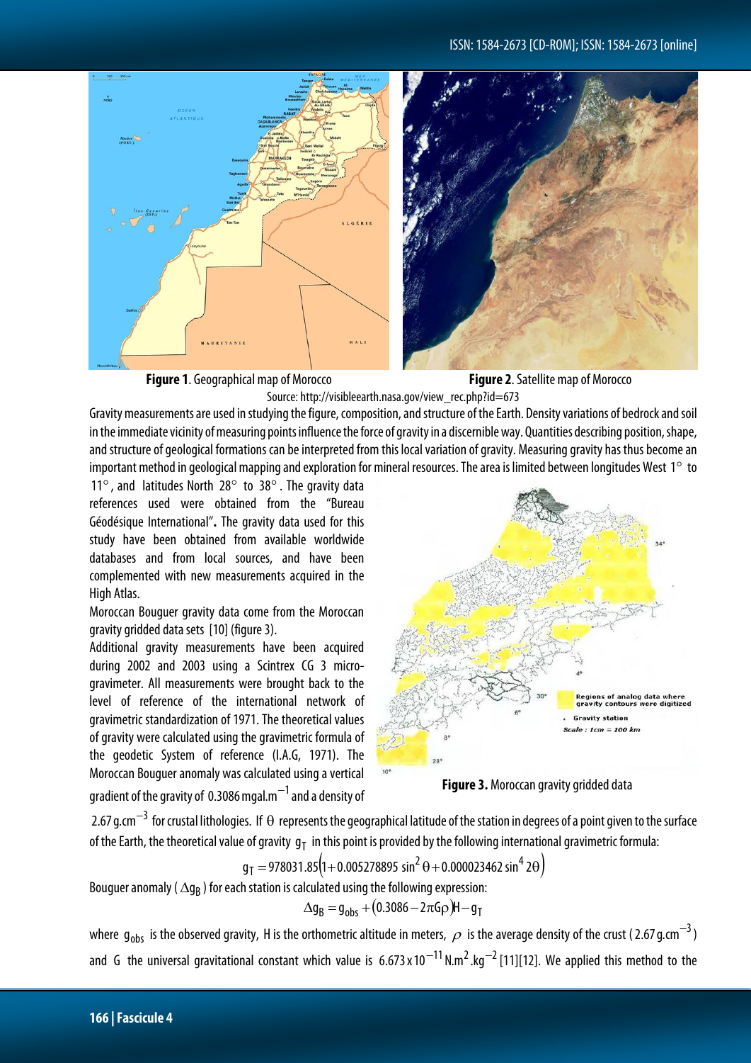**Figure 1**. Geographical map of Morocco

**Figure 2**. Satellite map of Morocco

Source: http://visibleearth.nasa.gov/view_rec.php?id=673

Gravity measurements are used in studying the figure, composition, and structure of the Earth. Density variations of bedrock and soil in the immediate vicinity of measuring points influence the force of gravity in a discernible way. Quantities describing position, shape, and structure of geological formations can be interpreted from this local variation of gravity. Measuring gravity has thus become an important method in geological mapping and exploration for mineral resources. The area is limited between longitudes West $1°$ to $11°$, and latitudes North $28°$ to $38°$. The gravity data references used were obtained from the "Bureau Géodésique International". The gravity data used for this study have been obtained from available worldwide databases and from local sources, and have been complemented with new measurements acquired in the High Atlas.

Moroccan Bouguer gravity data come from the Moroccan gravity gridded data sets [10] (figure 3).

Additional gravity measurements have been acquired during 2002 and 2003 using a Scintrex CG 3 micro-gravimeter. All measurements were brought back to the level of reference of the international network of gravimetric standardization of 1971. The theoretical values of gravity were calculated using the gravimetric formula of the geodetic System of reference (I.A.G, 1971). The Moroccan Bouguer anomaly was calculated using a vertical gradient of the gravity of 0.3086 $mgal.m^{-1}$ and a density of 2.67 $g.cm^{-3}$ for crustal lithologies. If $\theta$ represents the geographical latitude of the station in degrees of a point given to the surface of the Earth, the theoretical value of gravity $g_T$ in this point is provided by the following international gravimetric formula:

**Figure 3.** Moroccan gravity gridded data

$$g_T = 978031.85\left(1 + 0.005278895 \sin^2\theta + 0.000023462 \sin^4 2\theta\right)$$

Bouguer anomaly ( $\Delta g_B$ ) for each station is calculated using the following expression:

$$\Delta g_B = g_{obs} + (0.3086 - 2\pi G\rho)H - g_T$$

where $g_{obs}$ is the observed gravity, H is the orthometric altitude in meters, $\rho$ is the average density of the crust ( 2.67 $g.cm^{-3}$ ) and G the universal gravitational constant which value is $6.673 \times 10^{-11}\ N.m^2.kg^{-2}$ [11][12]. We applied this method to the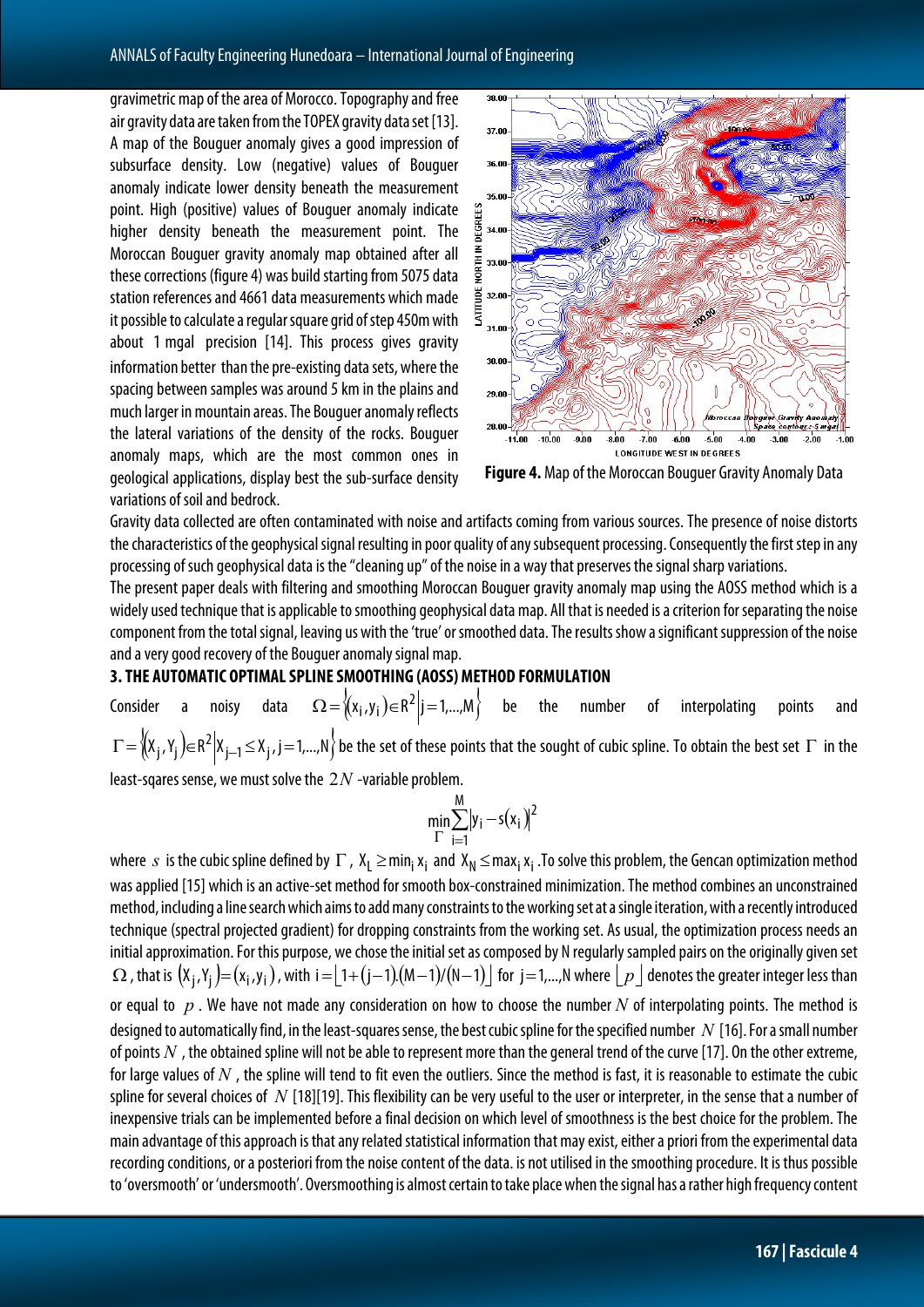gravimetric map of the area of Morocco. Topography and free air gravity data are taken from the TOPEX gravity data set [13]. A map of the Bouguer anomaly gives a good impression of subsurface density. Low (negative) values of Bouguer anomaly indicate lower density beneath the measurement point. High (positive) values of Bouguer anomaly indicate higher density beneath the measurement point. The Moroccan Bouguer gravity anomaly map obtained after all these corrections (figure 4) was build starting from 5075 data station references and 4661 data measurements which made it possible to calculate a regular square grid of step 450m with about 1 mgal precision [14]. This process gives gravity information better than the pre-existing data sets, where the spacing between samples was around 5 km in the plains and much larger in mountain areas. The Bouguer anomaly reflects the lateral variations of the density of the rocks. Bouguer anomaly maps, which are the most common ones in geological applications, display best the sub-surface density variations of soil and bedrock.

**Figure 4.** Map of the Moroccan Bouguer Gravity Anomaly Data

Gravity data collected are often contaminated with noise and artifacts coming from various sources. The presence of noise distorts the characteristics of the geophysical signal resulting in poor quality of any subsequent processing. Consequently the first step in any processing of such geophysical data is the "cleaning up" of the noise in a way that preserves the signal sharp variations.

The present paper deals with filtering and smoothing Moroccan Bouguer gravity anomaly map using the AOSS method which is a widely used technique that is applicable to smoothing geophysical data map. All that is needed is a criterion for separating the noise component from the total signal, leaving us with the 'true' or smoothed data. The results show a significant suppression of the noise and a very good recovery of the Bouguer anomaly signal map.

## 3. THE AUTOMATIC OPTIMAL SPLINE SMOOTHING (AOSS) METHOD FORMULATION

Consider a noisy data $\Omega = \{(x_i, y_i) \in R^2 \mid j = 1, \ldots, M\}$ be the number of interpolating points and $\Gamma = \{(X_j, Y_j) \in R^2 \mid X_{j-1} \le X_j, j = 1, \ldots, N\}$ be the set of these points that the sought of cubic spline. To obtain the best set $\Gamma$ in the least-sqares sense, we must solve the $2N$ -variable problem.

$$\min_{\Gamma} \sum_{i=1}^{M} |y_i - s(x_i)|^2$$

where $s$ is the cubic spline defined by $\Gamma$, $X_L \ge \min_i x_i$ and $X_N \le \max_i x_i$ .To solve this problem, the Gencan optimization method was applied [15] which is an active-set method for smooth box-constrained minimization. The method combines an unconstrained method, including a line search which aims to add many constraints to the working set at a single iteration, with a recently introduced technique (spectral projected gradient) for dropping constraints from the working set. As usual, the optimization process needs an initial approximation. For this purpose, we chose the initial set as composed by N regularly sampled pairs on the originally given set $\Omega$, that is $(X_j, Y_j) = (x_i, y_i)$, with $i = \lfloor 1 + (j-1).(M-1)/(N-1) \rfloor$ for $j = 1, \ldots, N$ where $\lfloor p \rfloor$ denotes the greater integer less than or equal to $p$. We have not made any consideration on how to choose the number $N$ of interpolating points. The method is designed to automatically find, in the least-squares sense, the best cubic spline for the specified number $N$ [16]. For a small number of points $N$, the obtained spline will not be able to represent more than the general trend of the curve [17]. On the other extreme, for large values of $N$, the spline will tend to fit even the outliers. Since the method is fast, it is reasonable to estimate the cubic spline for several choices of $N$ [18][19]. This flexibility can be very useful to the user or interpreter, in the sense that a number of inexpensive trials can be implemented before a final decision on which level of smoothness is the best choice for the problem. The main advantage of this approach is that any related statistical information that may exist, either a priori from the experimental data recording conditions, or a posteriori from the noise content of the data. is not utilised in the smoothing procedure. It is thus possible to 'oversmooth' or 'undersmooth'. Oversmoothing is almost certain to take place when the signal has a rather high frequency content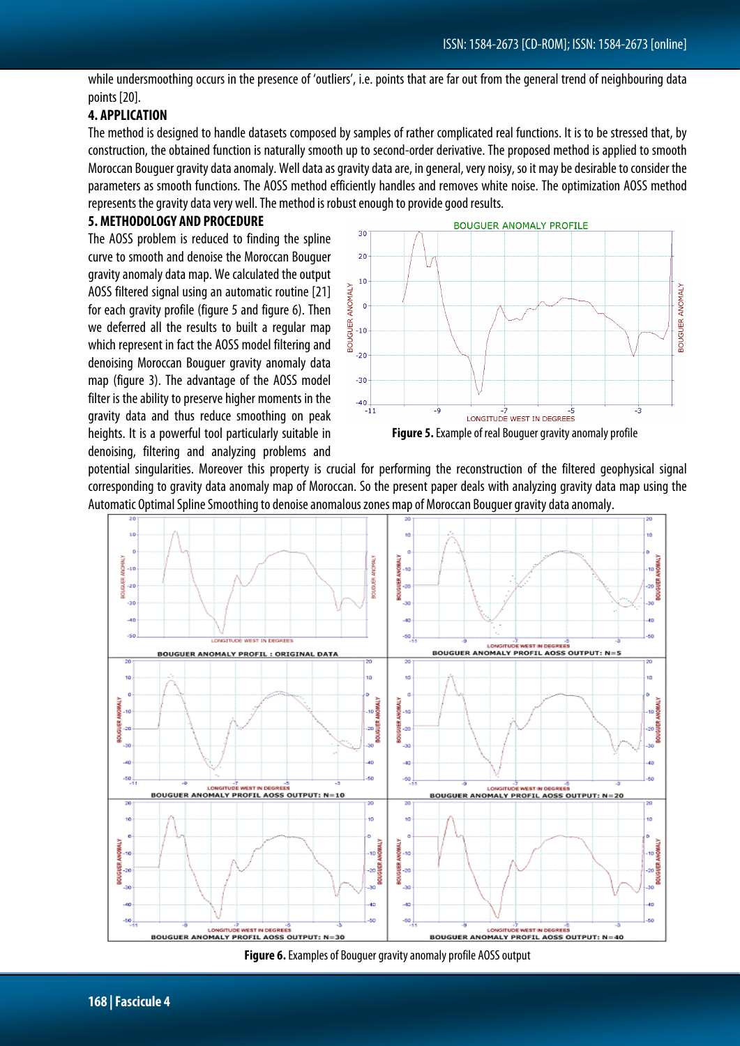while undersmoothing occurs in the presence of 'outliers', i.e. points that are far out from the general trend of neighbouring data points [20].

## 4. APPLICATION

The method is designed to handle datasets composed by samples of rather complicated real functions. It is to be stressed that, by construction, the obtained function is naturally smooth up to second-order derivative. The proposed method is applied to smooth Moroccan Bouguer gravity data anomaly. Well data as gravity data are, in general, very noisy, so it may be desirable to consider the parameters as smooth functions. The AOSS method efficiently handles and removes white noise. The optimization AOSS method represents the gravity data very well. The method is robust enough to provide good results.

## 5. METHODOLOGY AND PROCEDURE

The AOSS problem is reduced to finding the spline curve to smooth and denoise the Moroccan Bouguer gravity anomaly data map. We calculated the output AOSS filtered signal using an automatic routine [21] for each gravity profile (figure 5 and figure 6). Then we deferred all the results to built a regular map which represent in fact the AOSS model filtering and denoising Moroccan Bouguer gravity anomaly data map (figure 3). The advantage of the AOSS model filter is the ability to preserve higher moments in the gravity data and thus reduce smoothing on peak heights. It is a powerful tool particularly suitable in denoising, filtering and analyzing problems and potential singularities. Moreover this property is crucial for performing the reconstruction of the filtered geophysical signal corresponding to gravity data anomaly map of Moroccan. So the present paper deals with analyzing gravity data map using the Automatic Optimal Spline Smoothing to denoise anomalous zones map of Moroccan Bouguer gravity data anomaly.

**Figure 5.** Example of real Bouguer gravity anomaly profile

**Figure 6.** Examples of Bouguer gravity anomaly profile AOSS output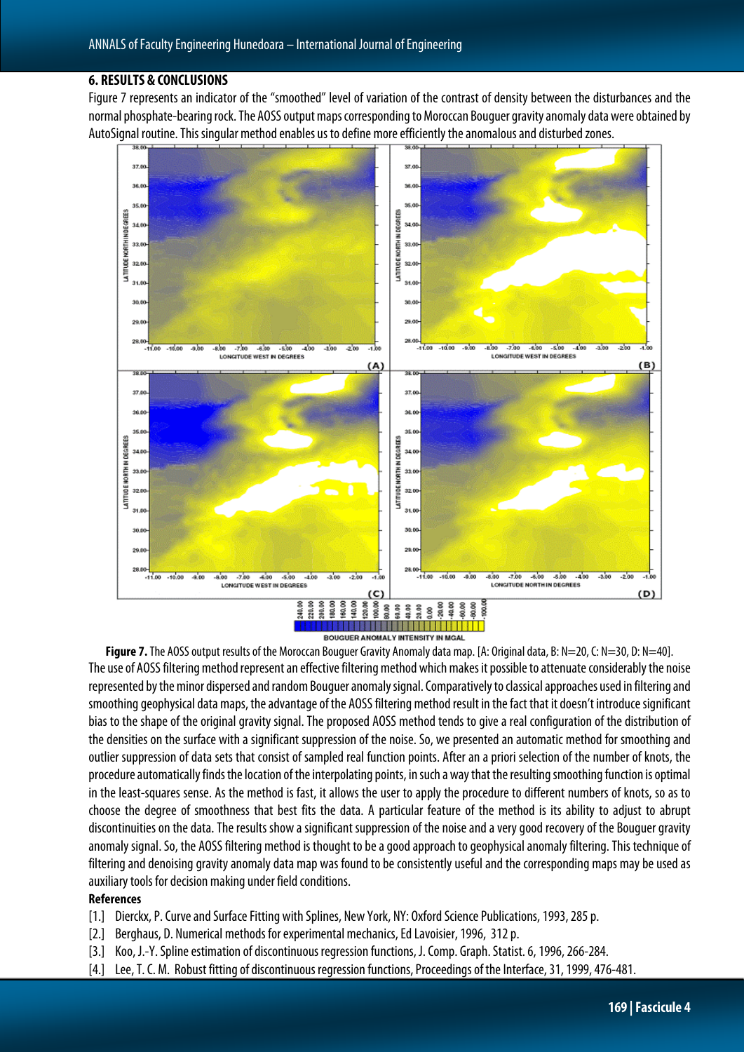## 6. RESULTS & CONCLUSIONS

Figure 7 represents an indicator of the "smoothed" level of variation of the contrast of density between the disturbances and the normal phosphate-bearing rock. The AOSS output maps corresponding to Moroccan Bouguer gravity anomaly data were obtained by AutoSignal routine. This singular method enables us to define more efficiently the anomalous and disturbed zones.

**Figure 7.** The AOSS output results of the Moroccan Bouguer Gravity Anomaly data map. [A: Original data, B: N=20, C: N=30, D: N=40].

The use of AOSS filtering method represent an effective filtering method which makes it possible to attenuate considerably the noise represented by the minor dispersed and random Bouguer anomaly signal. Comparatively to classical approaches used in filtering and smoothing geophysical data maps, the advantage of the AOSS filtering method result in the fact that it doesn't introduce significant bias to the shape of the original gravity signal. The proposed AOSS method tends to give a real configuration of the distribution of the densities on the surface with a significant suppression of the noise. So, we presented an automatic method for smoothing and outlier suppression of data sets that consist of sampled real function points. After an a priori selection of the number of knots, the procedure automatically finds the location of the interpolating points, in such a way that the resulting smoothing function is optimal in the least-squares sense. As the method is fast, it allows the user to apply the procedure to different numbers of knots, so as to choose the degree of smoothness that best fits the data. A particular feature of the method is its ability to adjust to abrupt discontinuities on the data. The results show a significant suppression of the noise and a very good recovery of the Bouguer gravity anomaly signal. So, the AOSS filtering method is thought to be a good approach to geophysical anomaly filtering. This technique of filtering and denoising gravity anomaly data map was found to be consistently useful and the corresponding maps may be used as auxiliary tools for decision making under field conditions.

**References**

[1.] Dierckx, P. Curve and Surface Fitting with Splines, New York, NY: Oxford Science Publications, 1993, 285 p.

[2.] Berghaus, D. Numerical methods for experimental mechanics, Ed Lavoisier, 1996, 312 p.

[3.] Koo, J.-Y. Spline estimation of discontinuous regression functions, J. Comp. Graph. Statist. 6, 1996, 266-284.

[4.] Lee, T. C. M. Robust fitting of discontinuous regression functions, Proceedings of the Interface, 31, 1999, 476-481.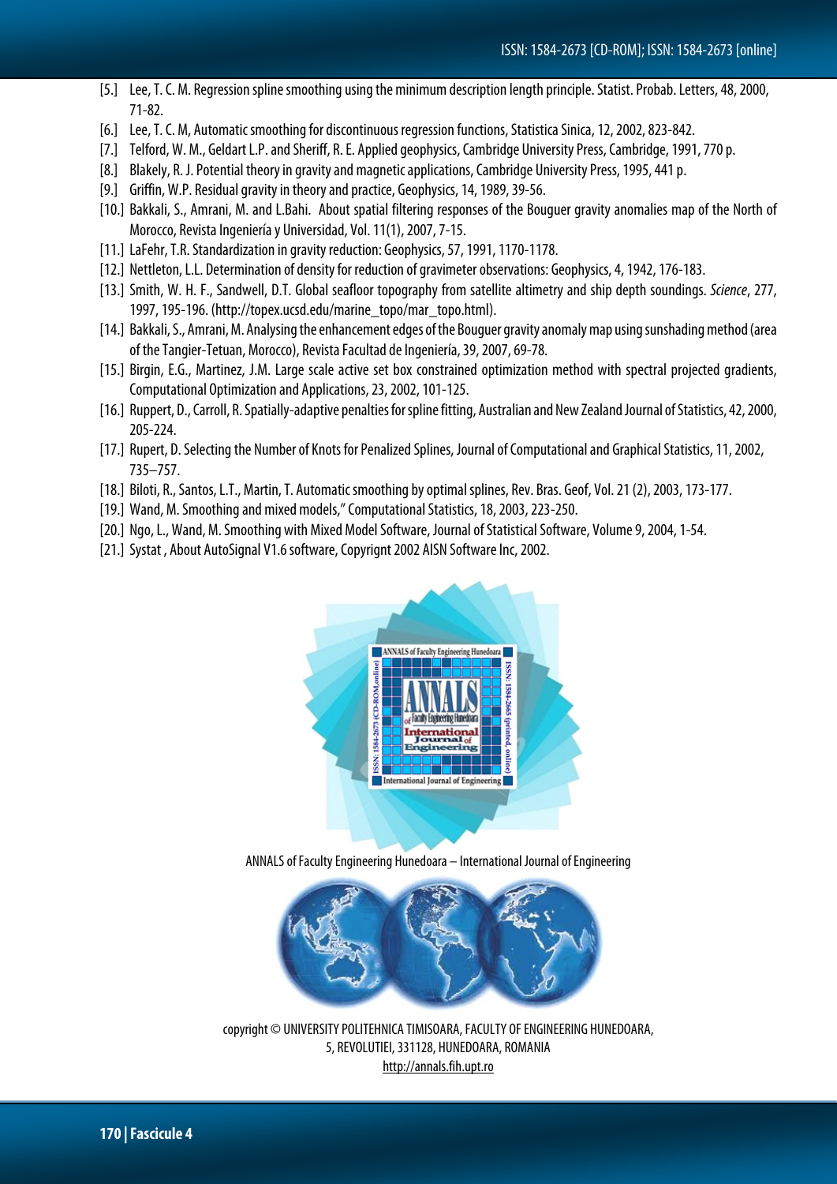- [5.] Lee, T. C. M. Regression spline smoothing using the minimum description length principle. Statist. Probab. Letters, 48, 2000, 71-82.
- [6.] Lee, T. C. M, Automatic smoothing for discontinuous regression functions, Statistica Sinica, 12, 2002, 823-842.
- [7.] Telford, W. M., Geldart L.P. and Sheriff, R. E. Applied geophysics, Cambridge University Press, Cambridge, 1991, 770 p.
- [8.] Blakely, R. J. Potential theory in gravity and magnetic applications, Cambridge University Press, 1995, 441 p.
- [9.] Griffin, W.P. Residual gravity in theory and practice, Geophysics, 14, 1989, 39-56.
- [10.] Bakkali, S., Amrani, M. and L.Bahi. About spatial filtering responses of the Bouguer gravity anomalies map of the North of Morocco, Revista Ingeniería y Universidad, Vol. 11(1), 2007, 7-15.
- [11.] LaFehr, T.R. Standardization in gravity reduction: Geophysics, 57, 1991, 1170-1178.
- [12.] Nettleton, L.L. Determination of density for reduction of gravimeter observations: Geophysics, 4, 1942, 176-183.
- [13.] Smith, W. H. F., Sandwell, D.T. Global seafloor topography from satellite altimetry and ship depth soundings. *Science*, 277, 1997, 195-196. (http://topex.ucsd.edu/marine_topo/mar_topo.html).
- [14.] Bakkali, S., Amrani, M. Analysing the enhancement edges of the Bouguer gravity anomaly map using sunshading method (area of the Tangier-Tetuan, Morocco), Revista Facultad de Ingeniería, 39, 2007, 69-78.
- [15.] Birgin, E.G., Martinez, J.M. Large scale active set box constrained optimization method with spectral projected gradients, Computational Optimization and Applications, 23, 2002, 101-125.
- [16.] Ruppert, D., Carroll, R. Spatially-adaptive penalties for spline fitting, Australian and New Zealand Journal of Statistics, 42, 2000, 205-224.
- [17.] Rupert, D. Selecting the Number of Knots for Penalized Splines, Journal of Computational and Graphical Statistics, 11, 2002, 735–757.
- [18.] Biloti, R., Santos, L.T., Martin, T. Automatic smoothing by optimal splines, Rev. Bras. Geof, Vol. 21 (2), 2003, 173-177.
- [19.] Wand, M. Smoothing and mixed models," Computational Statistics, 18, 2003, 223-250.
- [20.] Ngo, L., Wand, M. Smoothing with Mixed Model Software, Journal of Statistical Software, Volume 9, 2004, 1-54.
- [21.] Systat , About AutoSignal V1.6 software, Copyrignt 2002 AISN Software Inc, 2002.

ANNALS of Faculty Engineering Hunedoara – International Journal of Engineering

copyright © UNIVERSITY POLITEHNICA TIMISOARA, FACULTY OF ENGINEERING HUNEDOARA,
5, REVOLUTIEI, 331128, HUNEDOARA, ROMANIA
http://annals.fih.upt.ro